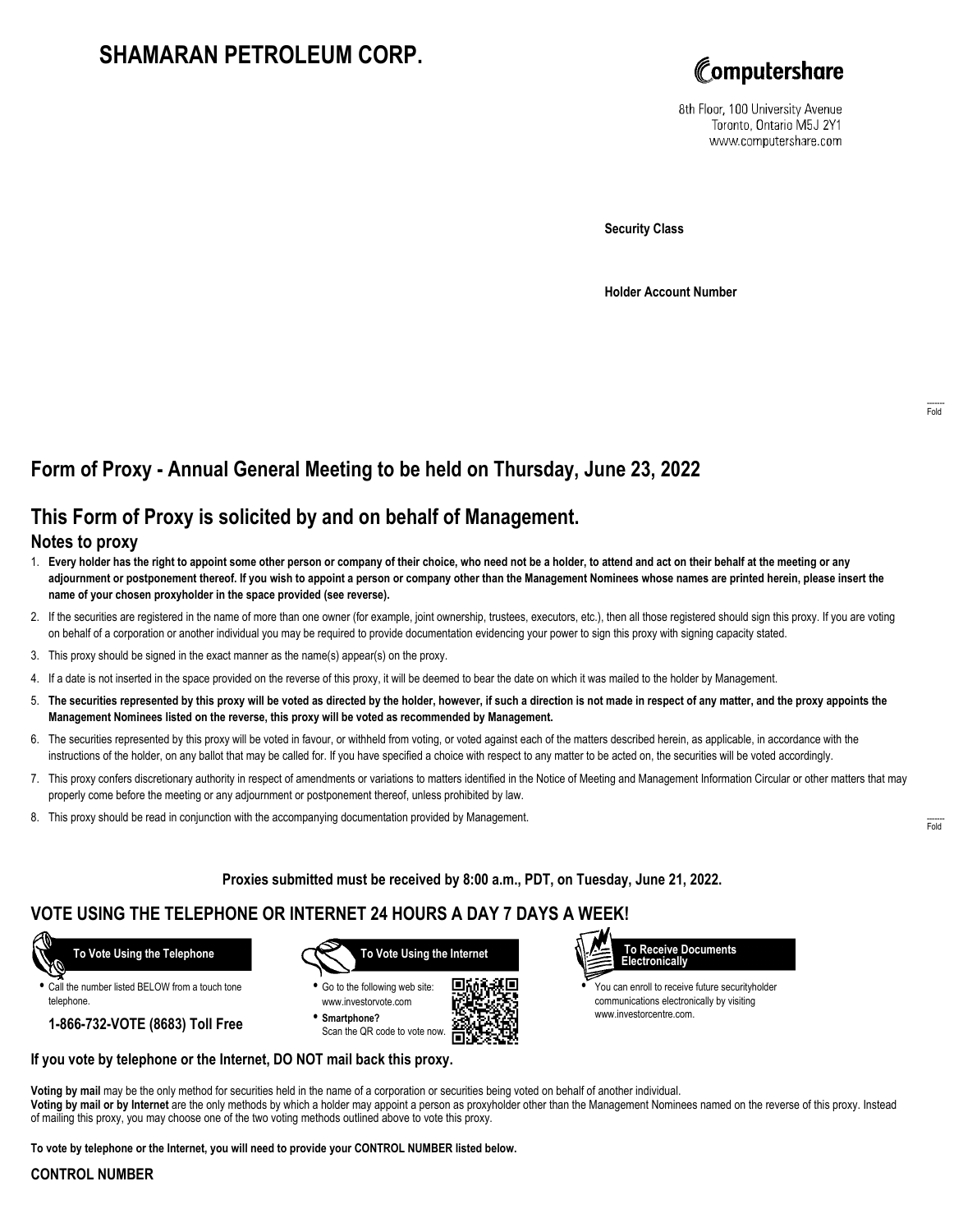# SHAMARAN PETROLEUM CORP.

Computershare

8th Floor, 100 University Avenue
Toronto, Ontario M5J 2Y1
www.computershare.com

**Security Class**

**Holder Account Number**

Fold

## Form of Proxy - Annual General Meeting to be held on Thursday, June 23, 2022

## This Form of Proxy is solicited by and on behalf of Management.

### Notes to proxy

1. **Every holder has the right to appoint some other person or company of their choice, who need not be a holder, to attend and act on their behalf at the meeting or any adjournment or postponement thereof. If you wish to appoint a person or company other than the Management Nominees whose names are printed herein, please insert the name of your chosen proxyholder in the space provided (see reverse).**
2. If the securities are registered in the name of more than one owner (for example, joint ownership, trustees, executors, etc.), then all those registered should sign this proxy. If you are voting on behalf of a corporation or another individual you may be required to provide documentation evidencing your power to sign this proxy with signing capacity stated.
3. This proxy should be signed in the exact manner as the name(s) appear(s) on the proxy.
4. If a date is not inserted in the space provided on the reverse of this proxy, it will be deemed to bear the date on which it was mailed to the holder by Management.
5. **The securities represented by this proxy will be voted as directed by the holder, however, if such a direction is not made in respect of any matter, and the proxy appoints the Management Nominees listed on the reverse, this proxy will be voted as recommended by Management.**
6. The securities represented by this proxy will be voted in favour, or withheld from voting, or voted against each of the matters described herein, as applicable, in accordance with the instructions of the holder, on any ballot that may be called for. If you have specified a choice with respect to any matter to be acted on, the securities will be voted accordingly.
7. This proxy confers discretionary authority in respect of amendments or variations to matters identified in the Notice of Meeting and Management Information Circular or other matters that may properly come before the meeting or any adjournment or postponement thereof, unless prohibited by law.
8. This proxy should be read in conjunction with the accompanying documentation provided by Management.

Fold

**Proxies submitted must be received by 8:00 a.m., PDT, on Tuesday, June 21, 2022.**

## VOTE USING THE TELEPHONE OR INTERNET 24 HOURS A DAY 7 DAYS A WEEK!

**To Vote Using the Telephone**

- Call the number listed BELOW from a touch tone telephone.

**1-866-732-VOTE (8683) Toll Free**

**To Vote Using the Internet**

- Go to the following web site: www.investorvote.com
- **Smartphone?** Scan the QR code to vote now.

**To Receive Documents Electronically**

- You can enroll to receive future securityholder communications electronically by visiting www.investorcentre.com.

**If you vote by telephone or the Internet, DO NOT mail back this proxy.**

**Voting by mail** may be the only method for securities held in the name of a corporation or securities being voted on behalf of another individual.
**Voting by mail or by Internet** are the only methods by which a holder may appoint a person as proxyholder other than the Management Nominees named on the reverse of this proxy. Instead of mailing this proxy, you may choose one of the two voting methods outlined above to vote this proxy.

**To vote by telephone or the Internet, you will need to provide your CONTROL NUMBER listed below.**

**CONTROL NUMBER**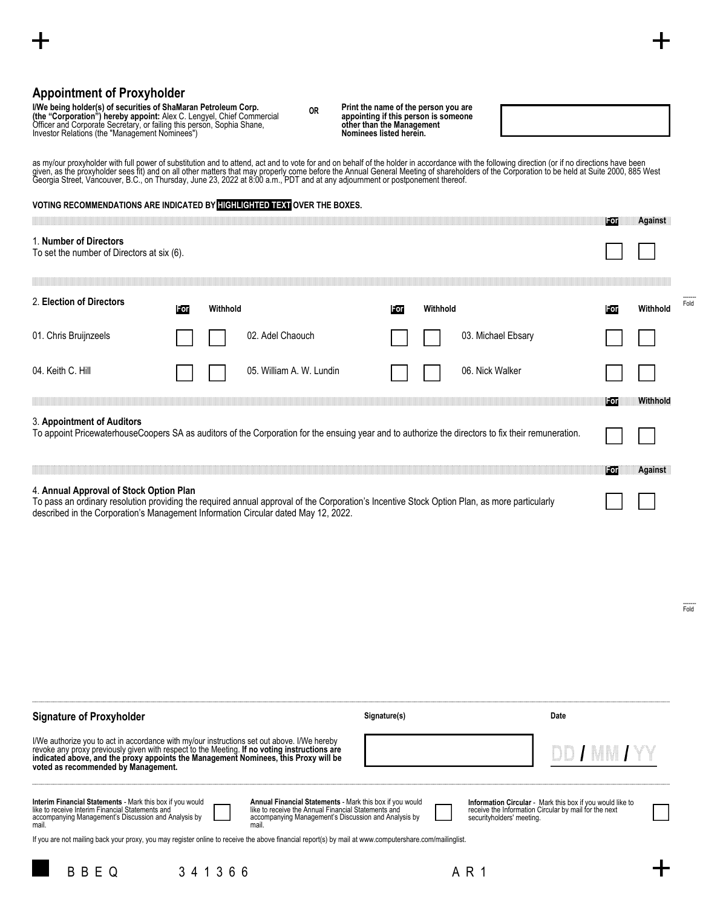## Appointment of Proxyholder

**I/We being holder(s) of securities of ShaMaran Petroleum Corp. (the "Corporation") hereby appoint:** Alex C. Lengyel, Chief Commercial Officer and Corporate Secretary, or failing this person, Sophia Shane, Investor Relations (the "Management Nominees")

**OR**

**Print the name of the person you are appointing if this person is someone other than the Management Nominees listed herein.**

as my/our proxyholder with full power of substitution and to attend, act and to vote for and on behalf of the holder in accordance with the following direction (or if no directions have been given, as the proxyholder sees fit) and on all other matters that may properly come before the Annual General Meeting of shareholders of the Corporation to be held at Suite 2000, 885 West Georgia Street, Vancouver, B.C., on Thursday, June 23, 2022 at 8:00 a.m., PDT and at any adjournment or postponement thereof.

**VOTING RECOMMENDATIONS ARE INDICATED BY HIGHLIGHTED TEXT OVER THE BOXES.**

| | For | Against |
|---|---|---|
| 1. **Number of Directors** To set the number of Directors at six (6). | ☐ | ☐ |

2. **Election of Directors**

| | For | Withhold | | For | Withhold | | For | Withhold |
|---|---|---|---|---|---|---|---|---|
| 01. Chris Bruijnzeels | ☐ | ☐ | 02. Adel Chaouch | ☐ | ☐ | 03. Michael Ebsary | ☐ | ☐ |
| 04. Keith C. Hill | ☐ | ☐ | 05. William A. W. Lundin | ☐ | ☐ | 06. Nick Walker | ☐ | ☐ |

| | For | Withhold |
|---|---|---|
| 3. **Appointment of Auditors** To appoint PricewaterhouseCoopers SA as auditors of the Corporation for the ensuing year and to authorize the directors to fix their remuneration. | ☐ | ☐ |

| | For | Against |
|---|---|---|
| 4. **Annual Approval of Stock Option Plan** To pass an ordinary resolution providing the required annual approval of the Corporation's Incentive Stock Option Plan, as more particularly described in the Corporation's Management Information Circular dated May 12, 2022. | ☐ | ☐ |

Fold

Fold

## Signature of Proxyholder

I/We authorize you to act in accordance with my/our instructions set out above. I/We hereby revoke any proxy previously given with respect to the Meeting. **If no voting instructions are indicated above, and the proxy appoints the Management Nominees, this Proxy will be voted as recommended by Management.**

Signature(s)

Date

DD / MM / YY

**Interim Financial Statements** - Mark this box if you would like to receive Interim Financial Statements and accompanying Management's Discussion and Analysis by mail. ☐

**Annual Financial Statements** - Mark this box if you would like to receive the Annual Financial Statements and accompanying Management's Discussion and Analysis by mail. ☐

**Information Circular** - Mark this box if you would like to receive the Information Circular by mail for the next securityholders' meeting. ☐

If you are not mailing back your proxy, you may register online to receive the above financial report(s) by mail at www.computershare.com/mailinglist.

B B E Q 3 4 1 3 6 6 A R 1